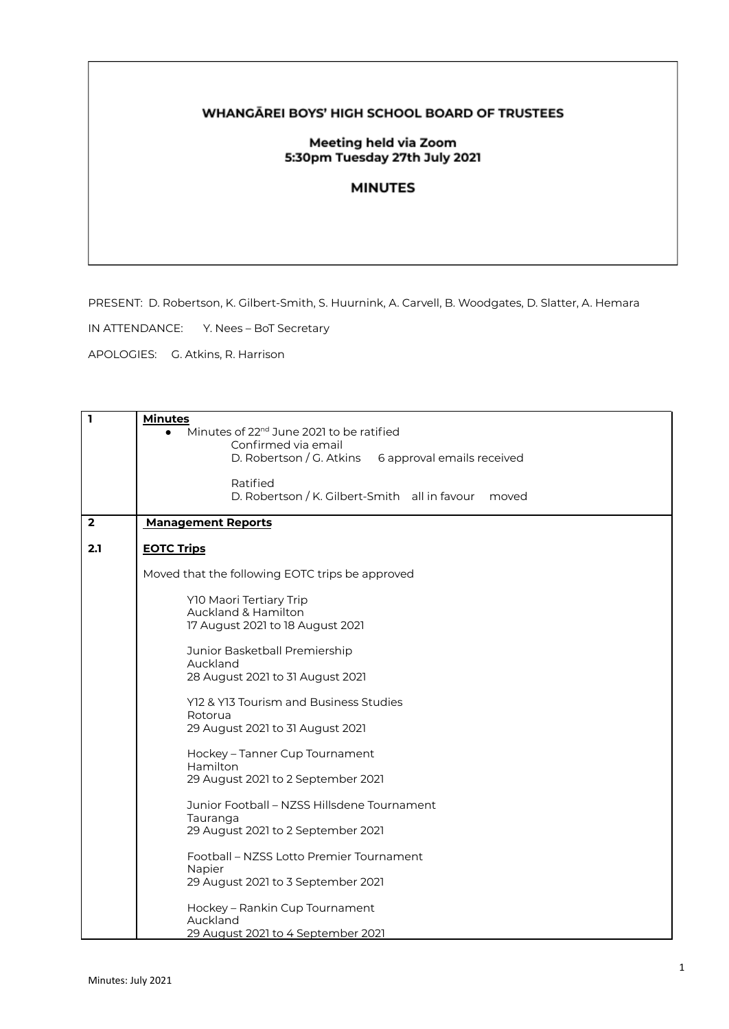# WHANGĀREI BOYS' HIGH SCHOOL BOARD OF TRUSTEES

## Meeting held via Zoom
## 5:30pm Tuesday 27th July 2021

## MINUTES

PRESENT: D. Robertson, K. Gilbert-Smith, S. Huurnink, A. Carvell, B. Woodgates, D. Slatter, A. Hemara

IN ATTENDANCE: Y. Nees – BoT Secretary

APOLOGIES: G. Atkins, R. Harrison

| | |
|---|---|
| **1** | **Minutes**<br>• Minutes of 22nd June 2021 to be ratified<br>Confirmed via email<br>D. Robertson / G. Atkins 6 approval emails received<br><br>Ratified<br>D. Robertson / K. Gilbert-Smith all in favour moved |
| **2** | **Management Reports** |
| **2.1** | **EOTC Trips**<br><br>Moved that the following EOTC trips be approved<br><br>Y10 Maori Tertiary Trip<br>Auckland & Hamilton<br>17 August 2021 to 18 August 2021<br><br>Junior Basketball Premiership<br>Auckland<br>28 August 2021 to 31 August 2021<br><br>Y12 & Y13 Tourism and Business Studies<br>Rotorua<br>29 August 2021 to 31 August 2021<br><br>Hockey – Tanner Cup Tournament<br>Hamilton<br>29 August 2021 to 2 September 2021<br><br>Junior Football – NZSS Hillsdene Tournament<br>Tauranga<br>29 August 2021 to 2 September 2021<br><br>Football – NZSS Lotto Premier Tournament<br>Napier<br>29 August 2021 to 3 September 2021<br><br>Hockey – Rankin Cup Tournament<br>Auckland<br>29 August 2021 to 4 September 2021 |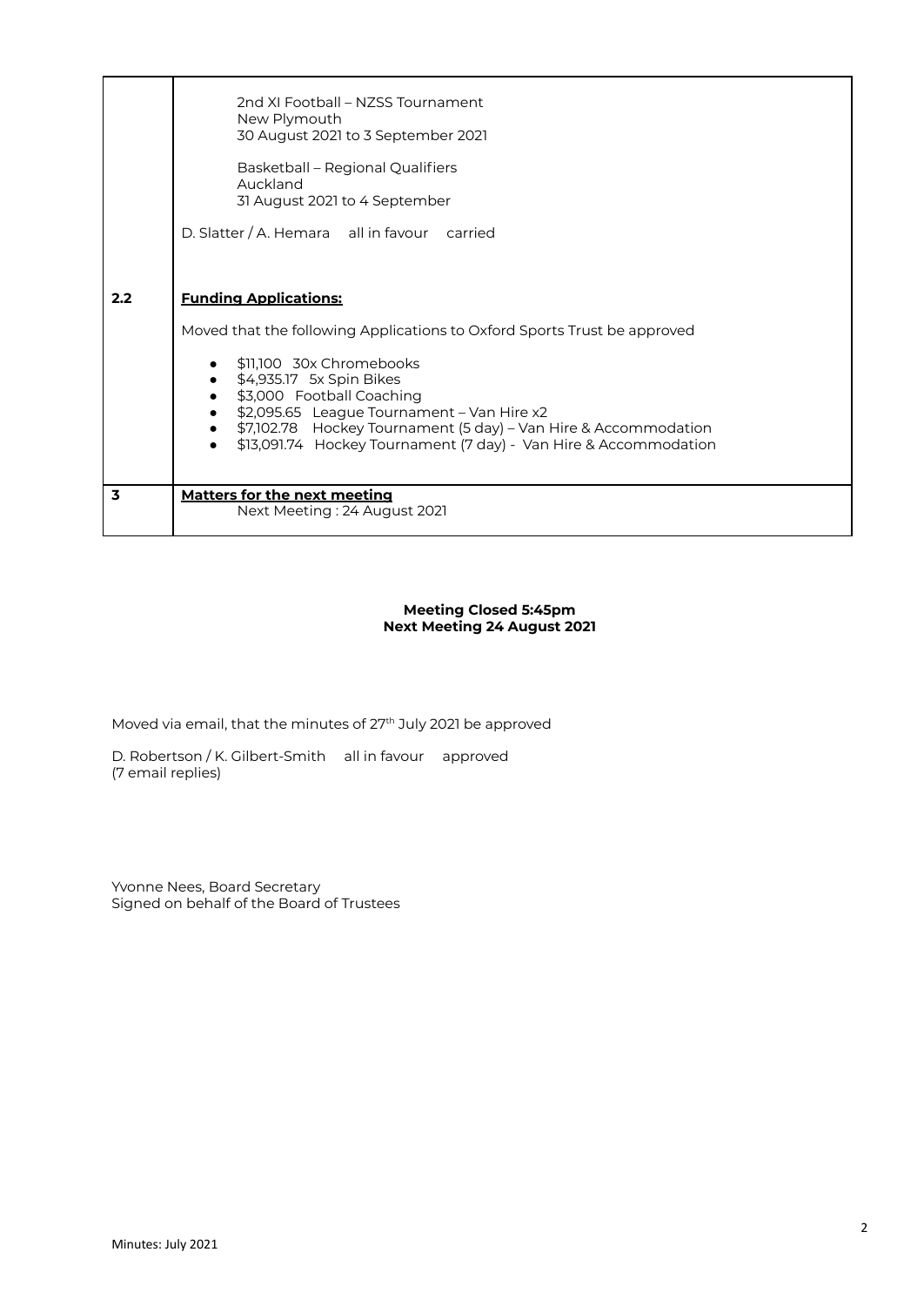| | |
|---|---|
| | 2nd XI Football – NZSS Tournament<br>New Plymouth<br>30 August 2021 to 3 September 2021<br><br>Basketball – Regional Qualifiers<br>Auckland<br>31 August 2021 to 4 September<br><br>D. Slatter / A. Hemara all in favour carried |
| **2.2** | **Funding Applications:**<br><br>Moved that the following Applications to Oxford Sports Trust be approved<br><br>• $11,100 30x Chromebooks<br>• $4,935.17 5x Spin Bikes<br>• $3,000 Football Coaching<br>• $2,095.65 League Tournament – Van Hire x2<br>• $7,102.78 Hockey Tournament (5 day) – Van Hire & Accommodation<br>• $13,091.74 Hockey Tournament (7 day) - Van Hire & Accommodation |
| **3** | **Matters for the next meeting**<br>Next Meeting : 24 August 2021 |

**Meeting Closed 5:45pm**
**Next Meeting 24 August 2021**

Moved via email, that the minutes of 27th July 2021 be approved

D. Robertson / K. Gilbert-Smith all in favour approved
(7 email replies)

Yvonne Nees, Board Secretary
Signed on behalf of the Board of Trustees

Minutes: July 2021